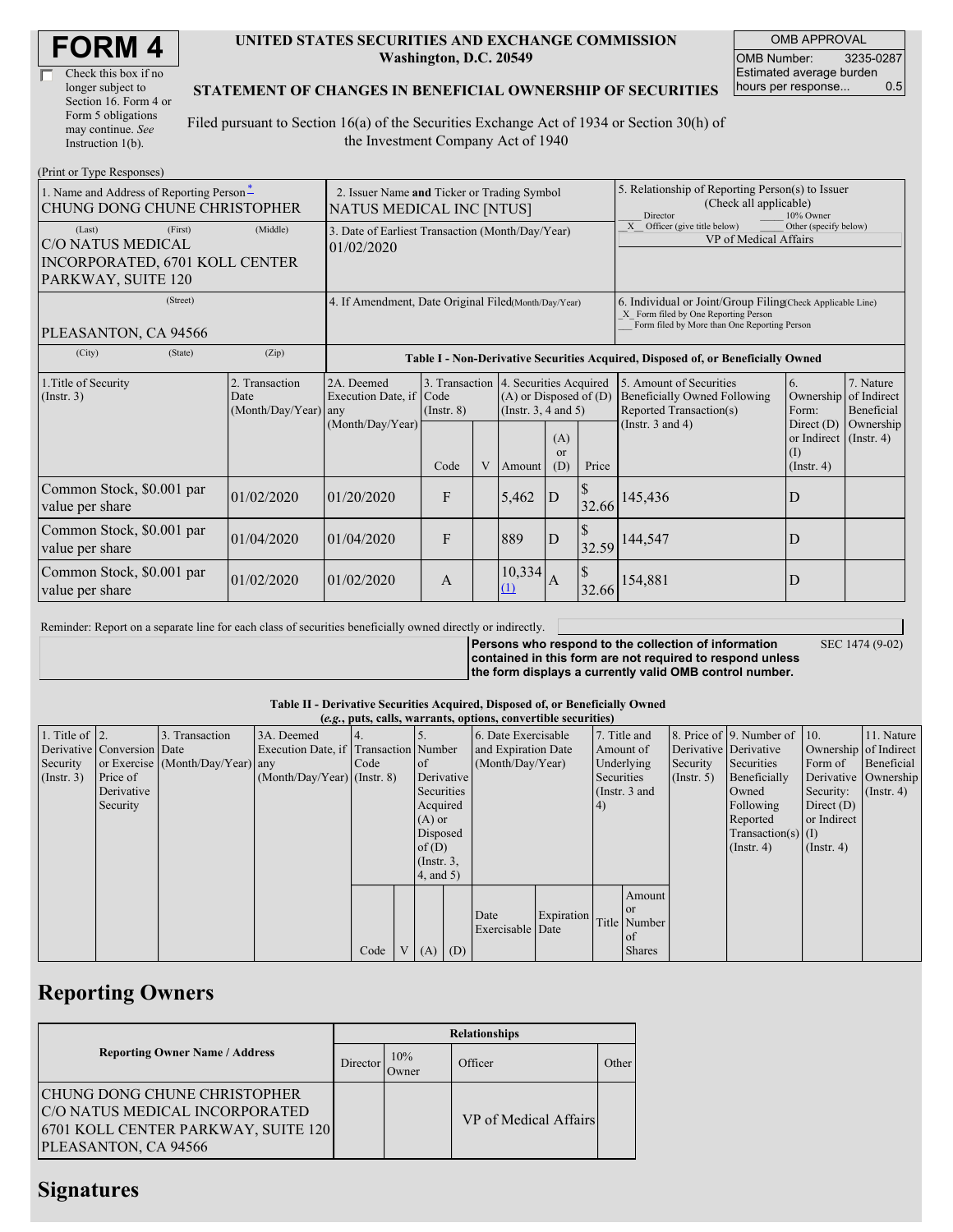# FORM 4

☐ Check this box if no longer subject to Section 16. Form 4 or Form 5 obligations may continue. *See* Instruction 1(b).

**UNITED STATES SECURITIES AND EXCHANGE COMMISSION**
**Washington, D.C. 20549**

**STATEMENT OF CHANGES IN BENEFICIAL OWNERSHIP OF SECURITIES**

Filed pursuant to Section 16(a) of the Securities Exchange Act of 1934 or Section 30(h) of the Investment Company Act of 1940

| OMB APPROVAL | |
|---|---|
| OMB Number: | 3235-0287 |
| Estimated average burden hours per response... | 0.5 |

(Print or Type Responses)

| 1. Name and Address of Reporting Person* | 2. Issuer Name and Ticker or Trading Symbol | 5. Relationship of Reporting Person(s) to Issuer (Check all applicable) |
|---|---|---|
| CHUNG DONG CHUNE CHRISTOPHER | NATUS MEDICAL INC [NTUS] | ___ Director ___ 10% Owner _X_ Officer (give title below) ___ Other (specify below) |
| (Last) (First) (Middle) C/O NATUS MEDICAL INCORPORATED, 6701 KOLL CENTER PARKWAY, SUITE 120 | 3. Date of Earliest Transaction (Month/Day/Year) 01/02/2020 | VP of Medical Affairs |
| (Street) PLEASANTON, CA 94566 | 4. If Amendment, Date Original Filed(Month/Day/Year) | 6. Individual or Joint/Group Filing(Check Applicable Line) _X_ Form filed by One Reporting Person ___ Form filed by More than One Reporting Person |
| (City) (State) (Zip) | | |

**Table I - Non-Derivative Securities Acquired, Disposed of, or Beneficially Owned**

| 1.Title of Security (Instr. 3) | 2. Transaction Date (Month/Day/Year) | 2A. Deemed Execution Date, if any (Month/Day/Year) | 3. Transaction Code (Instr. 8) | | 4. Securities Acquired (A) or Disposed of (D) (Instr. 3, 4 and 5) | | | 5. Amount of Securities Beneficially Owned Following Reported Transaction(s) (Instr. 3 and 4) | 6. Ownership Form: Direct (D) or Indirect (I) (Instr. 4) | 7. Nature of Indirect Beneficial Ownership (Instr. 4) |
|---|---|---|---|---|---|---|---|---|---|---|
| | | | Code | V | Amount | (A) or (D) | Price | | | |
| Common Stock, $0.001 par value per share | 01/02/2020 | 01/20/2020 | F | | 5,462 | D | $ 32.66 | 145,436 | D | |
| Common Stock, $0.001 par value per share | 01/04/2020 | 01/04/2020 | F | | 889 | D | $ 32.59 | 144,547 | D | |
| Common Stock, $0.001 par value per share | 01/02/2020 | 01/02/2020 | A | | 10,334 (1) | A | $ 32.66 | 154,881 | D | |

Reminder: Report on a separate line for each class of securities beneficially owned directly or indirectly.

**Persons who respond to the collection of information contained in this form are not required to respond unless the form displays a currently valid OMB control number.** SEC 1474 (9-02)

**Table II - Derivative Securities Acquired, Disposed of, or Beneficially Owned**
**(*e.g.*, puts, calls, warrants, options, convertible securities)**

| 1. Title of Derivative Security (Instr. 3) | 2. Conversion or Exercise Price of Derivative Security | 3. Transaction Date (Month/Day/Year) | 3A. Deemed Execution Date, if any (Month/Day/Year) | 4. Transaction Code (Instr. 8) | | 5. Number of Derivative Securities Acquired (A) or Disposed of (D) (Instr. 3, 4, and 5) | | 6. Date Exercisable and Expiration Date (Month/Day/Year) | | 7. Title and Amount of Underlying Securities (Instr. 3 and 4) | | 8. Price of Derivative Security (Instr. 5) | 9. Number of Derivative Securities Beneficially Owned Following Reported Transaction(s) (Instr. 4) | 10. Ownership Form of Derivative Security: Direct (D) or Indirect (I) (Instr. 4) | 11. Nature of Indirect Beneficial Ownership (Instr. 4) |
|---|---|---|---|---|---|---|---|---|---|---|---|---|---|---|---|
| | | | | Code | V | (A) | (D) | Date Exercisable | Expiration Date | Title | Amount or Number of Shares | | | | |

## Reporting Owners

| Reporting Owner Name / Address | Relationships | | | |
|---|---|---|---|---|
| | Director | 10% Owner | Officer | Other |
| CHUNG DONG CHUNE CHRISTOPHER C/O NATUS MEDICAL INCORPORATED 6701 KOLL CENTER PARKWAY, SUITE 120 PLEASANTON, CA 94566 | | | VP of Medical Affairs | |

## Signatures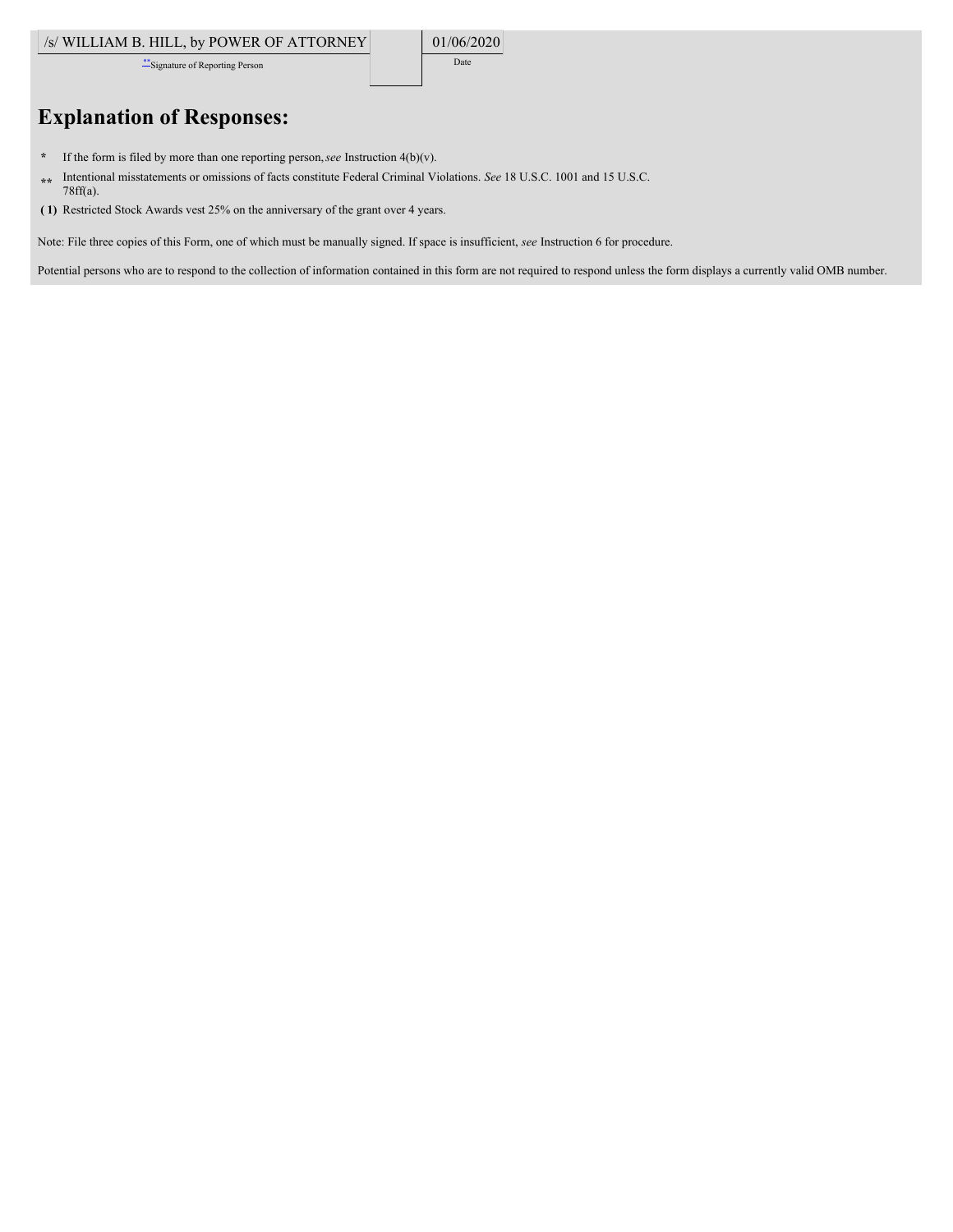| /s/ WILLIAM B. HILL, by POWER OF ATTORNEY | | 01/06/2020 |
| --- | --- | --- |
| ** Signature of Reporting Person | | Date |

## Explanation of Responses:

\* If the form is filed by more than one reporting person, *see* Instruction 4(b)(v).

\*\* Intentional misstatements or omissions of facts constitute Federal Criminal Violations. *See* 18 U.S.C. 1001 and 15 U.S.C. 78ff(a).

**( 1)** Restricted Stock Awards vest 25% on the anniversary of the grant over 4 years.

Note: File three copies of this Form, one of which must be manually signed. If space is insufficient, *see* Instruction 6 for procedure.

Potential persons who are to respond to the collection of information contained in this form are not required to respond unless the form displays a currently valid OMB number.